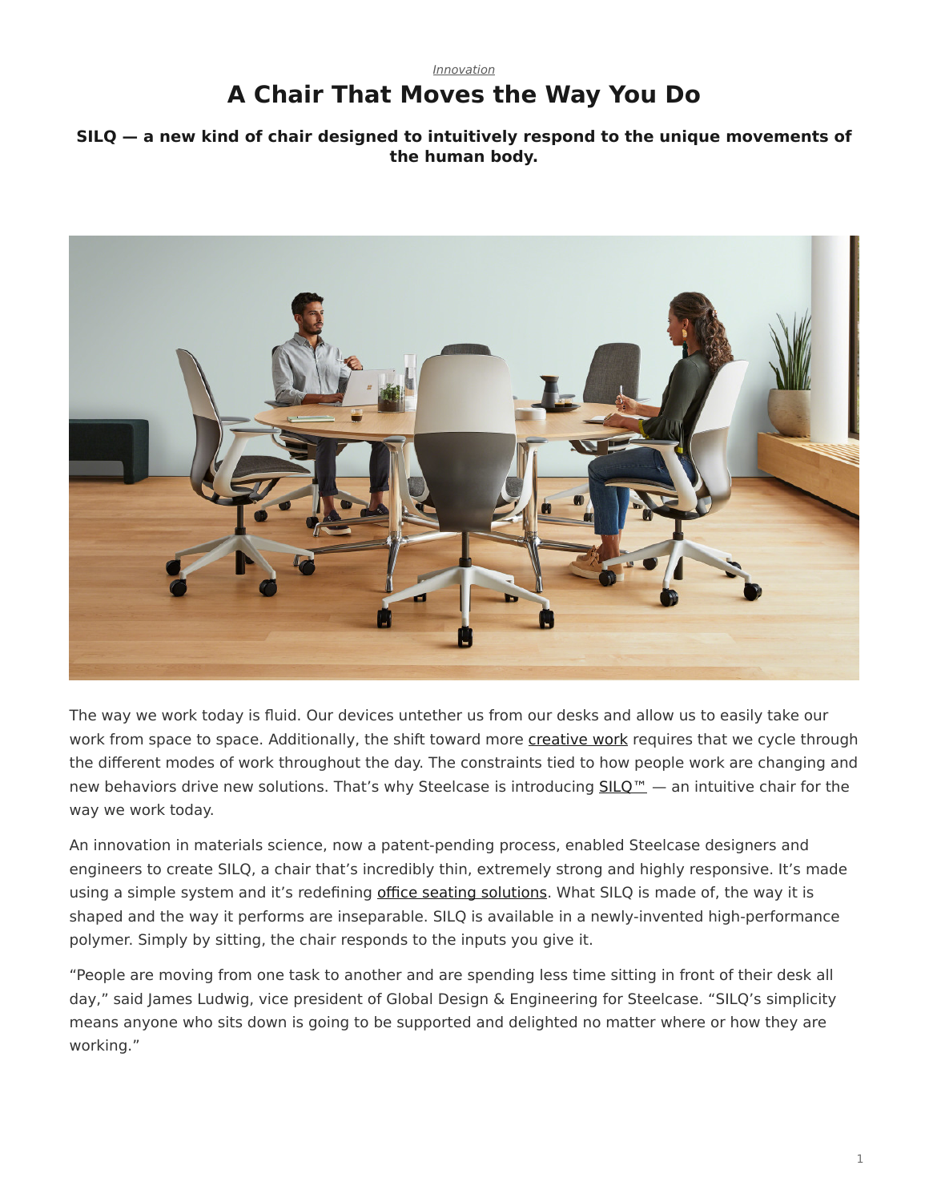*Innovation*

# A Chair That Moves the Way You Do

**SILQ — a new kind of chair designed to intuitively respond to the unique movements of the human body.**

The way we work today is fluid. Our devices untether us from our desks and allow us to easily take our work from space to space. Additionally, the shift toward more creative work requires that we cycle through the different modes of work throughout the day. The constraints tied to how people work are changing and new behaviors drive new solutions. That's why Steelcase is introducing SILQ™ — an intuitive chair for the way we work today.

An innovation in materials science, now a patent-pending process, enabled Steelcase designers and engineers to create SILQ, a chair that's incredibly thin, extremely strong and highly responsive. It's made using a simple system and it's redefining office seating solutions. What SILQ is made of, the way it is shaped and the way it performs are inseparable. SILQ is available in a newly-invented high-performance polymer. Simply by sitting, the chair responds to the inputs you give it.

"People are moving from one task to another and are spending less time sitting in front of their desk all day," said James Ludwig, vice president of Global Design & Engineering for Steelcase. "SILQ's simplicity means anyone who sits down is going to be supported and delighted no matter where or how they are working."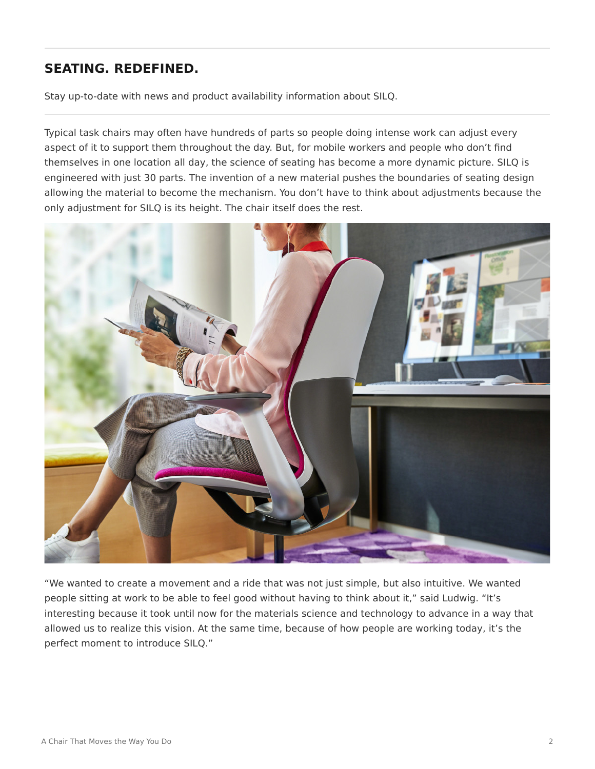## SEATING. REDEFINED.

Stay up-to-date with news and product availability information about SILQ.

Typical task chairs may often have hundreds of parts so people doing intense work can adjust every aspect of it to support them throughout the day. But, for mobile workers and people who don't find themselves in one location all day, the science of seating has become a more dynamic picture. SILQ is engineered with just 30 parts. The invention of a new material pushes the boundaries of seating design allowing the material to become the mechanism. You don't have to think about adjustments because the only adjustment for SILQ is its height. The chair itself does the rest.

"We wanted to create a movement and a ride that was not just simple, but also intuitive. We wanted people sitting at work to be able to feel good without having to think about it," said Ludwig. "It's interesting because it took until now for the materials science and technology to advance in a way that allowed us to realize this vision. At the same time, because of how people are working today, it's the perfect moment to introduce SILQ."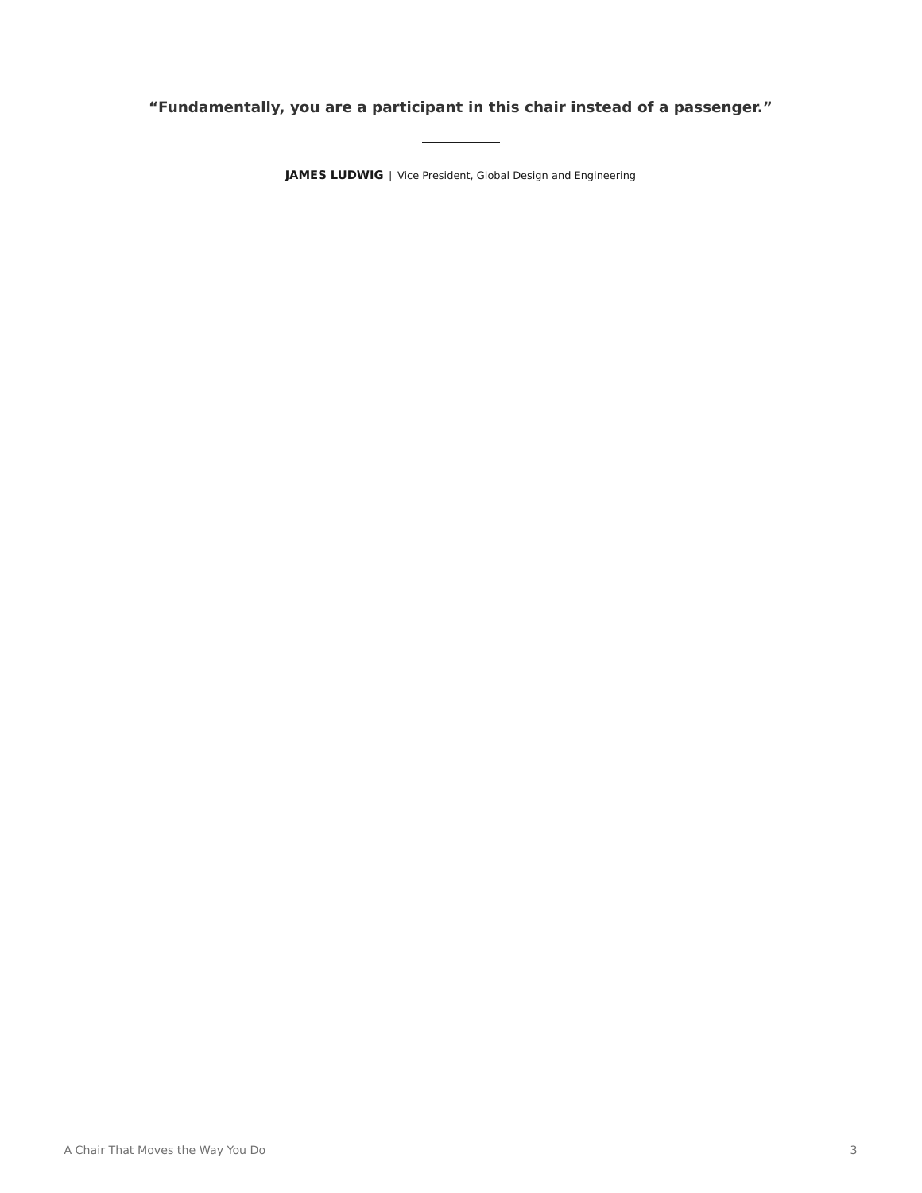**“Fundamentally, you are a participant in this chair instead of a passenger.”**

---

**JAMES LUDWIG** | Vice President, Global Design and Engineering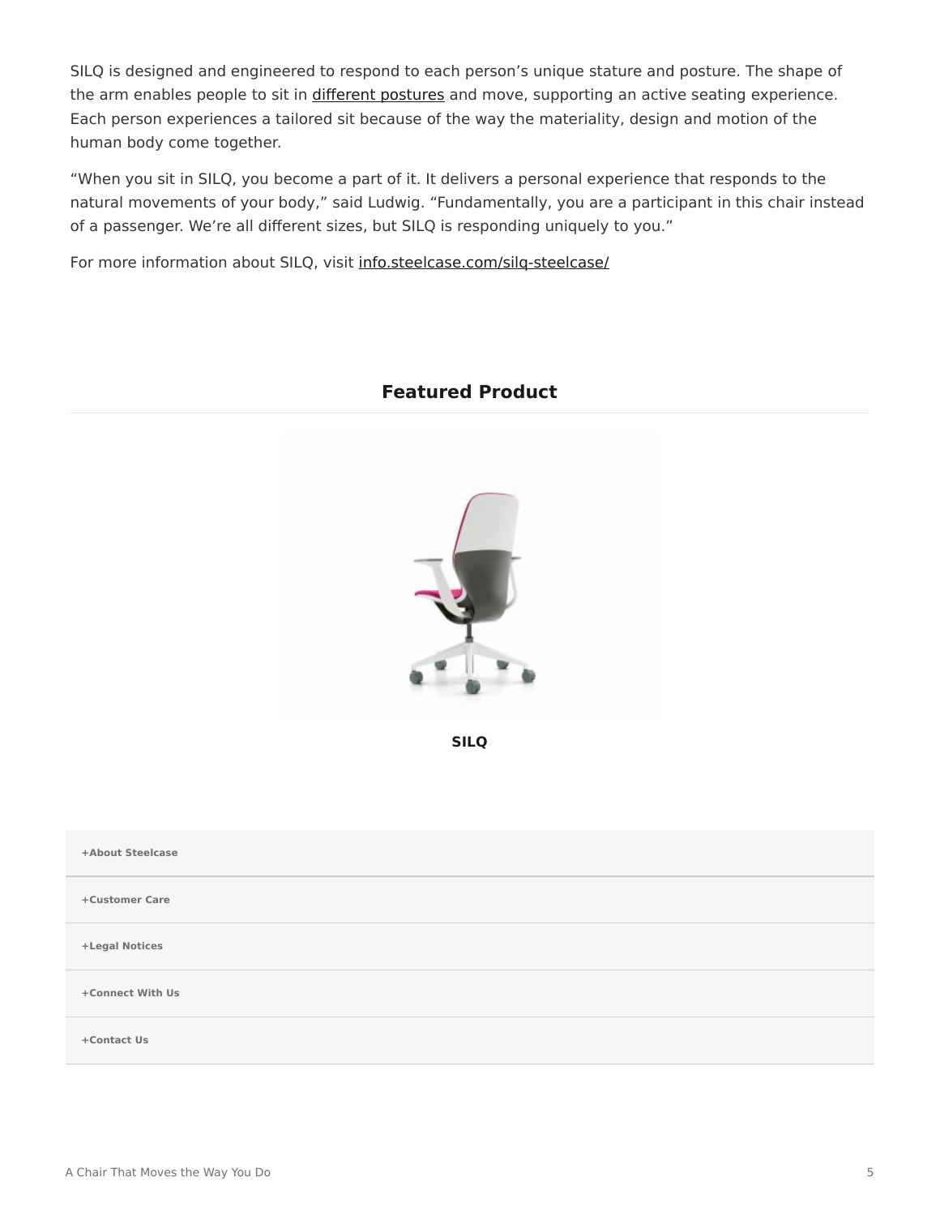SILQ is designed and engineered to respond to each person's unique stature and posture. The shape of the arm enables people to sit in different postures and move, supporting an active seating experience. Each person experiences a tailored sit because of the way the materiality, design and motion of the human body come together.

"When you sit in SILQ, you become a part of it. It delivers a personal experience that responds to the natural movements of your body," said Ludwig. "Fundamentally, you are a participant in this chair instead of a passenger. We're all different sizes, but SILQ is responding uniquely to you."

For more information about SILQ, visit info.steelcase.com/silq-steelcase/

## Featured Product

**SILQ**

**+About Steelcase**

**+Customer Care**

**+Legal Notices**

**+Connect With Us**

**+Contact Us**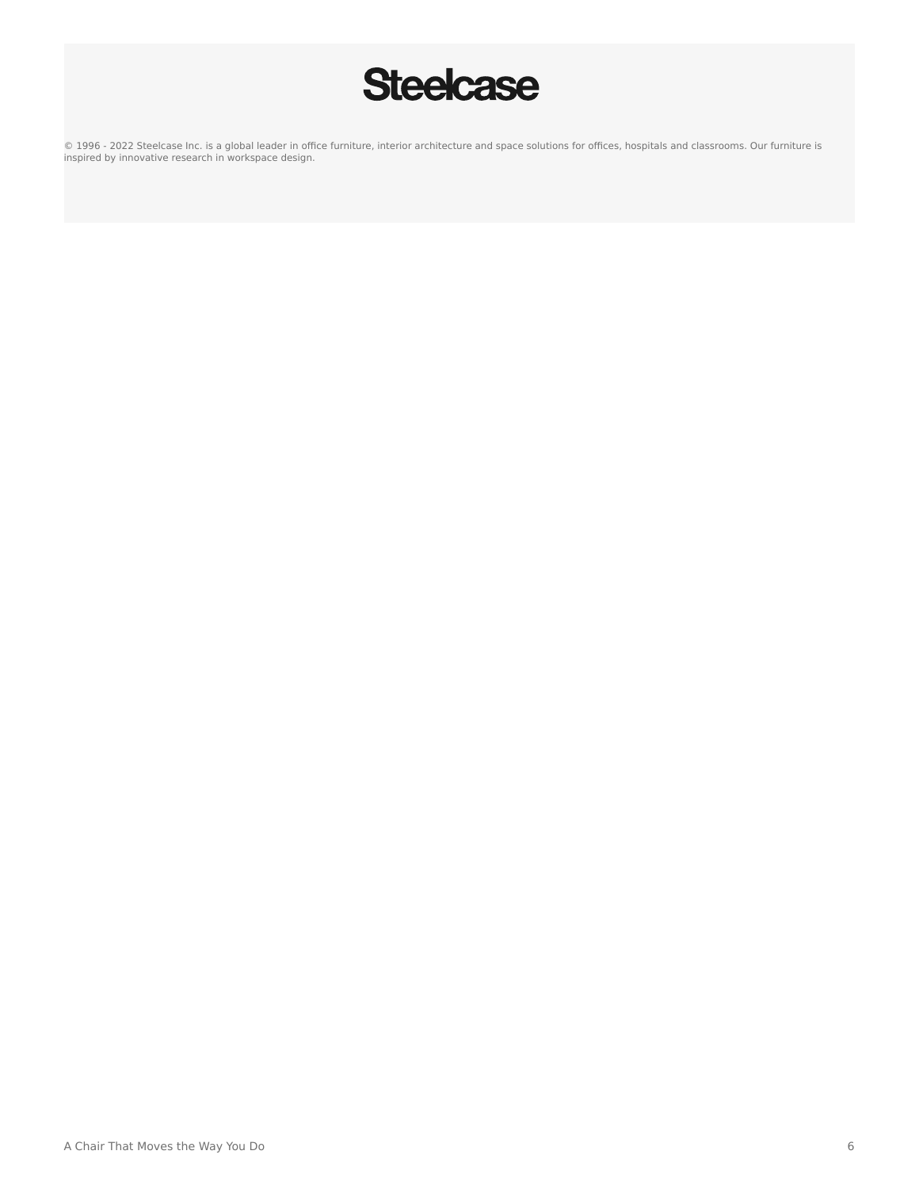Steelcase

© 1996 - 2022 Steelcase Inc. is a global leader in office furniture, interior architecture and space solutions for offices, hospitals and classrooms. Our furniture is inspired by innovative research in workspace design.